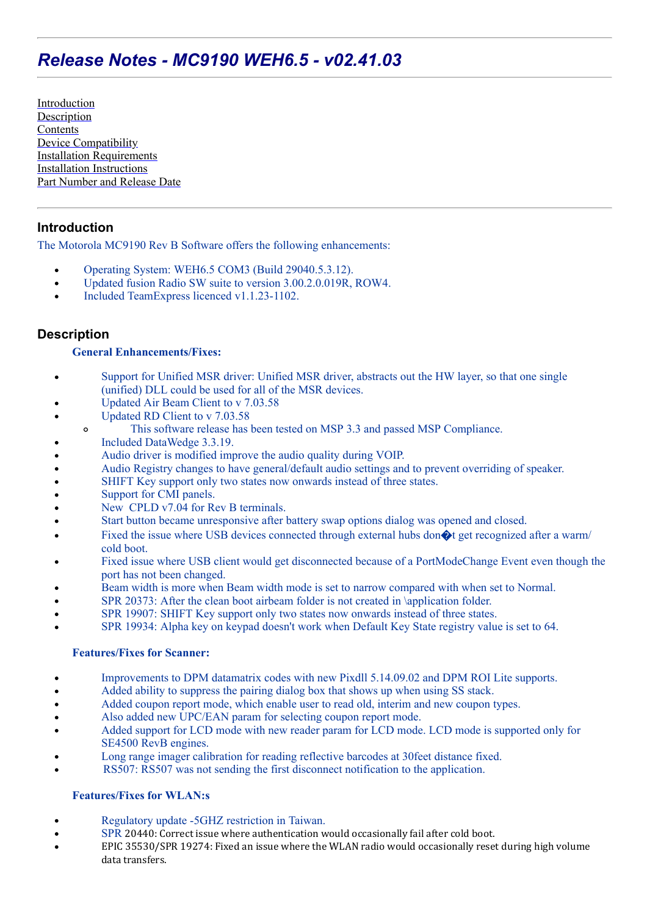# *Release Notes - MC9190 WEH6.5 - v02.41.03*

Introduction
Description
Contents
Device Compatibility
Installation Requirements
Installation Instructions
Part Number and Release Date

## Introduction

The Motorola MC9190 Rev B Software offers the following enhancements:

- Operating System: WEH6.5 COM3 (Build 29040.5.3.12).
- Updated fusion Radio SW suite to version 3.00.2.0.019R, ROW4.
- Included TeamExpress licenced v1.1.23-1102.

## Description

**General Enhancements/Fixes:**

- Support for Unified MSR driver: Unified MSR driver, abstracts out the HW layer, so that one single (unified) DLL could be used for all of the MSR devices.
- Updated Air Beam Client to v 7.03.58
- Updated RD Client to v 7.03.58
    - This software release has been tested on MSP 3.3 and passed MSP Compliance.
- Included DataWedge 3.3.19.
- Audio driver is modified improve the audio quality during VOIP.
- Audio Registry changes to have general/default audio settings and to prevent overriding of speaker.
- SHIFT Key support only two states now onwards instead of three states.
- Support for CMI panels.
- New CPLD v7.04 for Rev B terminals.
- Start button became unresponsive after battery swap options dialog was opened and closed.
- Fixed the issue where USB devices connected through external hubs don�t get recognized after a warm/ cold boot.
- Fixed issue where USB client would get disconnected because of a PortModeChange Event even though the port has not been changed.
- Beam width is more when Beam width mode is set to narrow compared with when set to Normal.
- SPR 20373: After the clean boot airbeam folder is not created in \application folder.
- SPR 19907: SHIFT Key support only two states now onwards instead of three states.
- SPR 19934: Alpha key on keypad doesn't work when Default Key State registry value is set to 64.

**Features/Fixes for Scanner:**

- Improvements to DPM datamatrix codes with new Pixdll 5.14.09.02 and DPM ROI Lite supports.
- Added ability to suppress the pairing dialog box that shows up when using SS stack.
- Added coupon report mode, which enable user to read old, interim and new coupon types.
- Also added new UPC/EAN param for selecting coupon report mode.
- Added support for LCD mode with new reader param for LCD mode. LCD mode is supported only for SE4500 RevB engines.
- Long range imager calibration for reading reflective barcodes at 30feet distance fixed.
- RS507: RS507 was not sending the first disconnect notification to the application.

**Features/Fixes for WLAN:s**

- Regulatory update -5GHZ restriction in Taiwan.
- SPR 20440: Correct issue where authentication would occasionally fail after cold boot.
- EPIC 35530/SPR 19274: Fixed an issue where the WLAN radio would occasionally reset during high volume data transfers.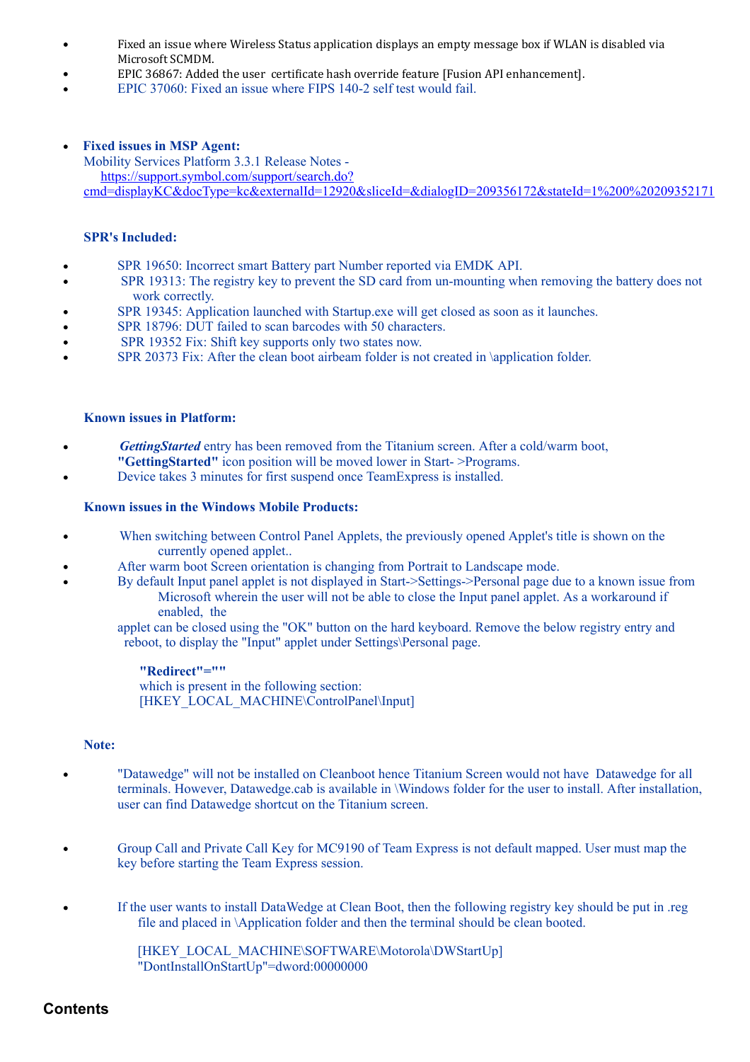- Fixed an issue where Wireless Status application displays an empty message box if WLAN is disabled via Microsoft SCMDM.
- EPIC 36867: Added the user certificate hash override feature [Fusion API enhancement].
- EPIC 37060: Fixed an issue where FIPS 140-2 self test would fail.

- **Fixed issues in MSP Agent:**
  Mobility Services Platform 3.3.1 Release Notes - https://support.symbol.com/support/search.do?cmd=displayKC&docType=kc&externalId=12920&sliceId=&dialogID=209356172&stateId=1%200%20209352171

**SPR's Included:**

- SPR 19650: Incorrect smart Battery part Number reported via EMDK API.
- SPR 19313: The registry key to prevent the SD card from un-mounting when removing the battery does not work correctly.
- SPR 19345: Application launched with Startup.exe will get closed as soon as it launches.
- SPR 18796: DUT failed to scan barcodes with 50 characters.
- SPR 19352 Fix: Shift key supports only two states now.
- SPR 20373 Fix: After the clean boot airbeam folder is not created in \application folder.

**Known issues in Platform:**

- ***GettingStarted*** entry has been removed from the Titanium screen. After a cold/warm boot, **"GettingStarted"** icon position will be moved lower in Start- >Programs.
- Device takes 3 minutes for first suspend once TeamExpress is installed.

**Known issues in the Windows Mobile Products:**

- When switching between Control Panel Applets, the previously opened Applet's title is shown on the currently opened applet..
- After warm boot Screen orientation is changing from Portrait to Landscape mode.
- By default Input panel applet is not displayed in Start->Settings->Personal page due to a known issue from Microsoft wherein the user will not be able to close the Input panel applet. As a workaround if enabled, the applet can be closed using the "OK" button on the hard keyboard. Remove the below registry entry and reboot, to display the "Input" applet under Settings\Personal page.

  **"Redirect"=""**
  which is present in the following section:
  [HKEY_LOCAL_MACHINE\ControlPanel\Input]

**Note:**

- "Datawedge" will not be installed on Cleanboot hence Titanium Screen would not have Datawedge for all terminals. However, Datawedge.cab is available in \Windows folder for the user to install. After installation, user can find Datawedge shortcut on the Titanium screen.

- Group Call and Private Call Key for MC9190 of Team Express is not default mapped. User must map the key before starting the Team Express session.

- If the user wants to install DataWedge at Clean Boot, then the following registry key should be put in .reg file and placed in \Application folder and then the terminal should be clean booted.

  [HKEY_LOCAL_MACHINE\SOFTWARE\Motorola\DWStartUp]
  "DontInstallOnStartUp"=dword:00000000

## Contents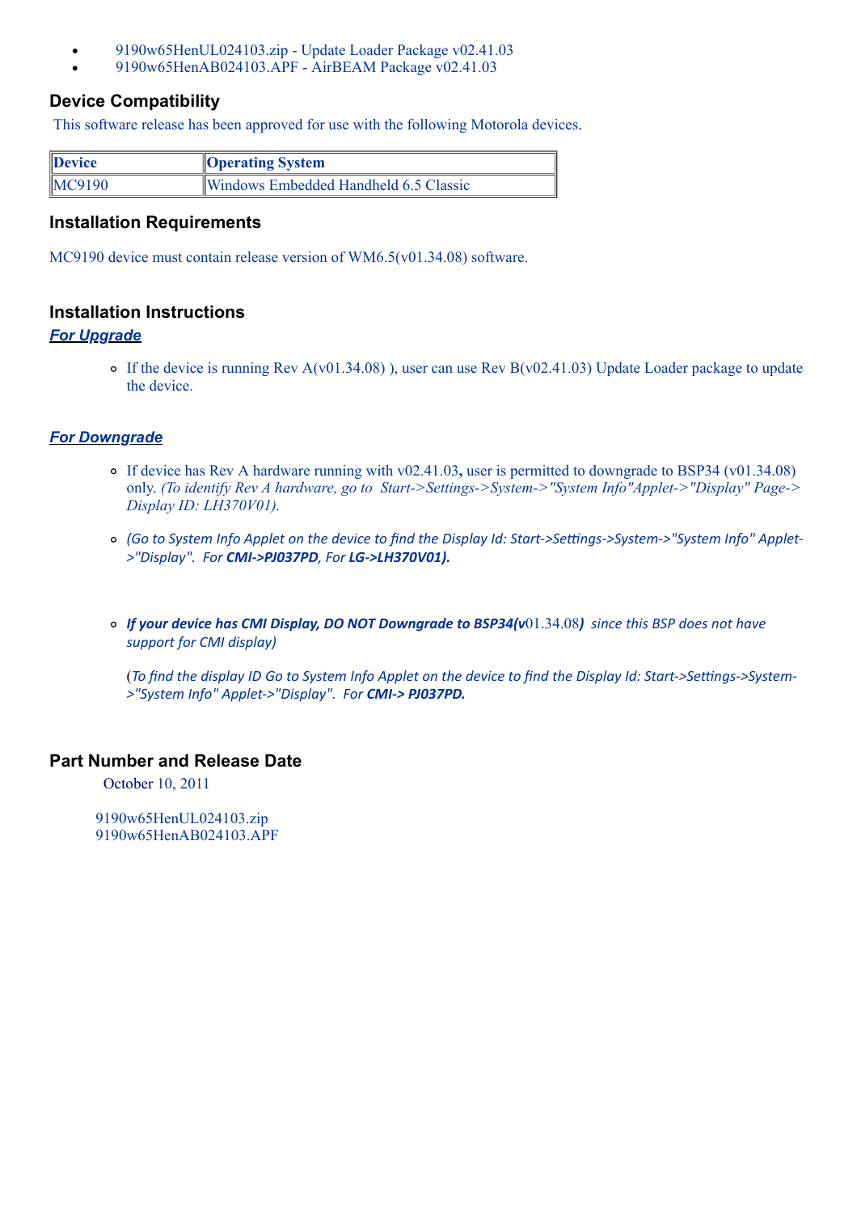- 9190w65HenUL024103.zip - Update Loader Package v02.41.03
- 9190w65HenAB024103.APF - AirBEAM Package v02.41.03

### Device Compatibility

This software release has been approved for use with the following Motorola devices.

| Device | Operating System |
|---|---|
| MC9190 | Windows Embedded Handheld 6.5 Classic |

### Installation Requirements

MC9190 device must contain release version of WM6.5(v01.34.08) software.

### Installation Instructions

***For Upgrade***

- If the device is running Rev A(v01.34.08) ), user can use Rev B(v02.41.03) Update Loader package to update the device.

***For Downgrade***

- If device has Rev A hardware running with v02.41.03**,** user is permitted to downgrade to BSP34 (v01.34.08) only. *(To identify Rev A hardware, go to Start->Settings->System->"System Info"Applet->"Display" Page-> Display ID: LH370V01).*

- *(Go to System Info Applet on the device to find the Display Id: Start->Settings->System->"System Info" Applet->"Display". For **CMI->PJ037PD**, For **LG->LH370V01).***

- ***If your device has CMI Display, DO NOT Downgrade to BSP34(v**01.34.08**)** since this BSP does not have support for CMI display)*

  (*To find the display ID Go to System Info Applet on the device to find the Display Id: Start->Settings->System->"System Info" Applet->"Display". For **CMI-> PJ037PD.***

### Part Number and Release Date

October 10, 2011

9190w65HenUL024103.zip
9190w65HenAB024103.APF